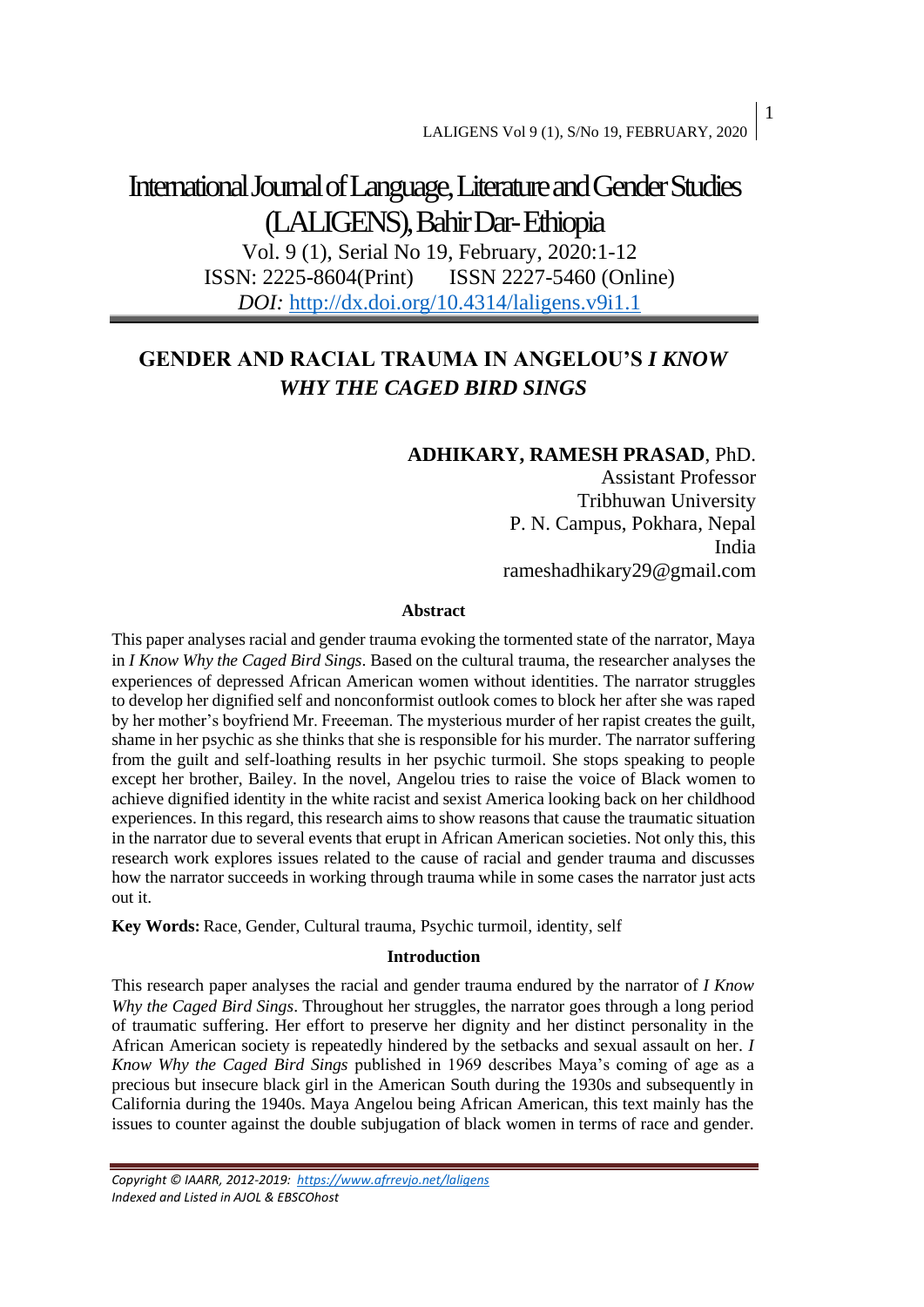# International Journal of Language, Literature and Gender Studies (LALIGENS), Bahir Dar- Ethiopia

Vol. 9 (1), Serial No 19, February, 2020:1-12
ISSN: 2225-8604(Print) ISSN 2227-5460 (Online)
*DOI:* http://dx.doi.org/10.4314/laligens.v9i1.1

## GENDER AND RACIAL TRAUMA IN ANGELOU'S *I KNOW WHY THE CAGED BIRD SINGS*

**ADHIKARY, RAMESH PRASAD**, PhD.
Assistant Professor
Tribhuwan University
P. N. Campus, Pokhara, Nepal
India
rameshadhikary29@gmail.com

### Abstract

This paper analyses racial and gender trauma evoking the tormented state of the narrator, Maya in *I Know Why the Caged Bird Sings*. Based on the cultural trauma, the researcher analyses the experiences of depressed African American women without identities. The narrator struggles to develop her dignified self and nonconformist outlook comes to block her after she was raped by her mother's boyfriend Mr. Freeeman. The mysterious murder of her rapist creates the guilt, shame in her psychic as she thinks that she is responsible for his murder. The narrator suffering from the guilt and self-loathing results in her psychic turmoil. She stops speaking to people except her brother, Bailey. In the novel, Angelou tries to raise the voice of Black women to achieve dignified identity in the white racist and sexist America looking back on her childhood experiences. In this regard, this research aims to show reasons that cause the traumatic situation in the narrator due to several events that erupt in African American societies. Not only this, this research work explores issues related to the cause of racial and gender trauma and discusses how the narrator succeeds in working through trauma while in some cases the narrator just acts out it.

**Key Words:** Race, Gender, Cultural trauma, Psychic turmoil, identity, self

### Introduction

This research paper analyses the racial and gender trauma endured by the narrator of *I Know Why the Caged Bird Sings*. Throughout her struggles, the narrator goes through a long period of traumatic suffering. Her effort to preserve her dignity and her distinct personality in the African American society is repeatedly hindered by the setbacks and sexual assault on her. *I Know Why the Caged Bird Sings* published in 1969 describes Maya's coming of age as a precious but insecure black girl in the American South during the 1930s and subsequently in California during the 1940s. Maya Angelou being African American, this text mainly has the issues to counter against the double subjugation of black women in terms of race and gender.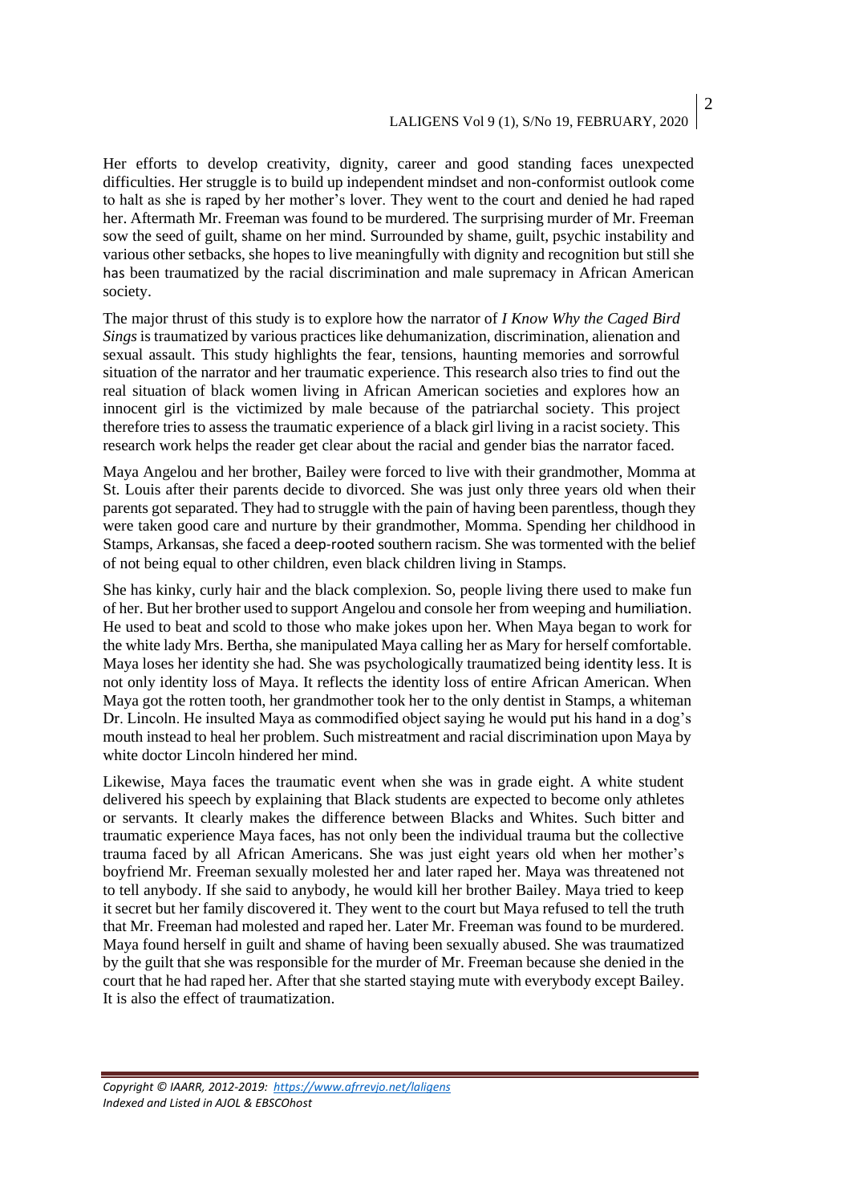Her efforts to develop creativity, dignity, career and good standing faces unexpected difficulties. Her struggle is to build up independent mindset and non-conformist outlook come to halt as she is raped by her mother's lover. They went to the court and denied he had raped her. Aftermath Mr. Freeman was found to be murdered. The surprising murder of Mr. Freeman sow the seed of guilt, shame on her mind. Surrounded by shame, guilt, psychic instability and various other setbacks, she hopes to live meaningfully with dignity and recognition but still she has been traumatized by the racial discrimination and male supremacy in African American society.

The major thrust of this study is to explore how the narrator of *I Know Why the Caged Bird Sings* is traumatized by various practices like dehumanization, discrimination, alienation and sexual assault. This study highlights the fear, tensions, haunting memories and sorrowful situation of the narrator and her traumatic experience. This research also tries to find out the real situation of black women living in African American societies and explores how an innocent girl is the victimized by male because of the patriarchal society. This project therefore tries to assess the traumatic experience of a black girl living in a racist society. This research work helps the reader get clear about the racial and gender bias the narrator faced.

Maya Angelou and her brother, Bailey were forced to live with their grandmother, Momma at St. Louis after their parents decide to divorced. She was just only three years old when their parents got separated. They had to struggle with the pain of having been parentless, though they were taken good care and nurture by their grandmother, Momma. Spending her childhood in Stamps, Arkansas, she faced a deep-rooted southern racism. She was tormented with the belief of not being equal to other children, even black children living in Stamps.

She has kinky, curly hair and the black complexion. So, people living there used to make fun of her. But her brother used to support Angelou and console her from weeping and humiliation. He used to beat and scold to those who make jokes upon her. When Maya began to work for the white lady Mrs. Bertha, she manipulated Maya calling her as Mary for herself comfortable. Maya loses her identity she had. She was psychologically traumatized being identity less. It is not only identity loss of Maya. It reflects the identity loss of entire African American. When Maya got the rotten tooth, her grandmother took her to the only dentist in Stamps, a whiteman Dr. Lincoln. He insulted Maya as commodified object saying he would put his hand in a dog's mouth instead to heal her problem. Such mistreatment and racial discrimination upon Maya by white doctor Lincoln hindered her mind.

Likewise, Maya faces the traumatic event when she was in grade eight. A white student delivered his speech by explaining that Black students are expected to become only athletes or servants. It clearly makes the difference between Blacks and Whites. Such bitter and traumatic experience Maya faces, has not only been the individual trauma but the collective trauma faced by all African Americans. She was just eight years old when her mother's boyfriend Mr. Freeman sexually molested her and later raped her. Maya was threatened not to tell anybody. If she said to anybody, he would kill her brother Bailey. Maya tried to keep it secret but her family discovered it. They went to the court but Maya refused to tell the truth that Mr. Freeman had molested and raped her. Later Mr. Freeman was found to be murdered. Maya found herself in guilt and shame of having been sexually abused. She was traumatized by the guilt that she was responsible for the murder of Mr. Freeman because she denied in the court that he had raped her. After that she started staying mute with everybody except Bailey. It is also the effect of traumatization.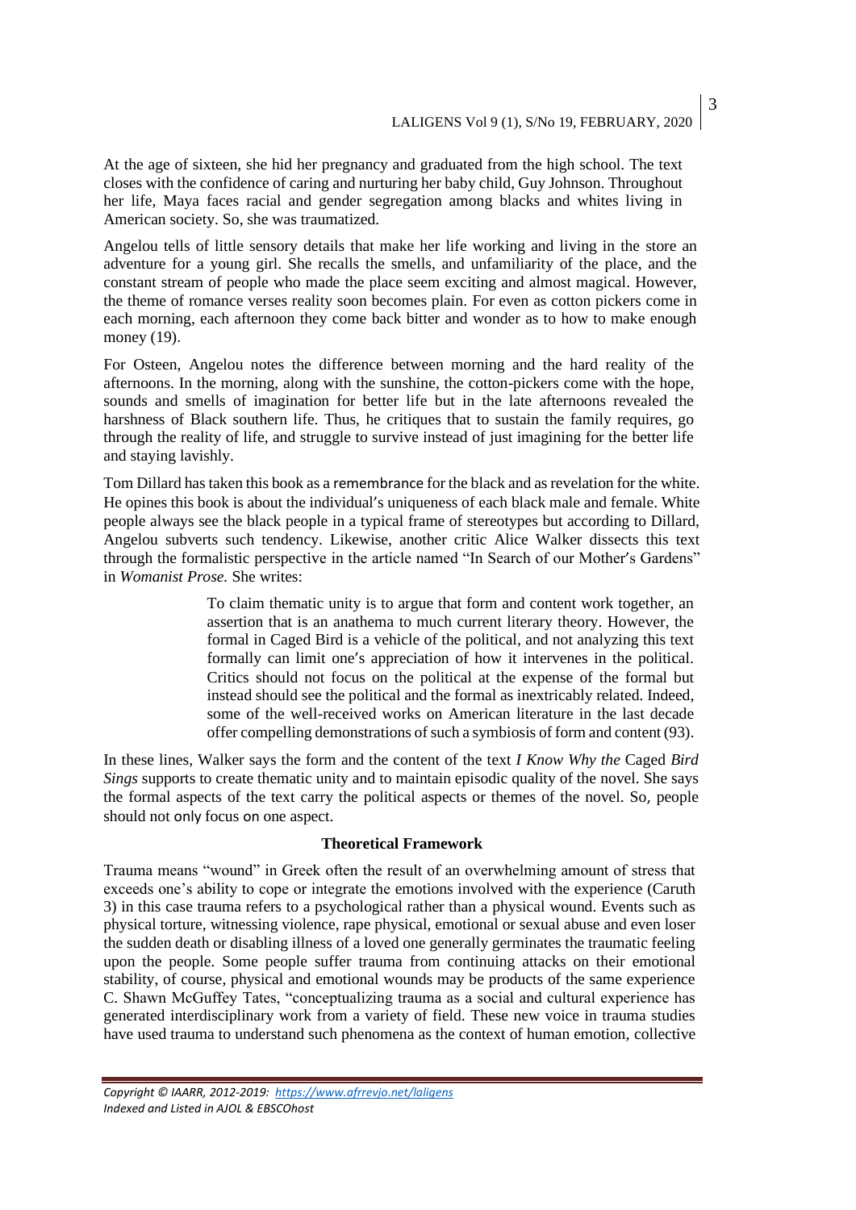At the age of sixteen, she hid her pregnancy and graduated from the high school. The text closes with the confidence of caring and nurturing her baby child, Guy Johnson. Throughout her life, Maya faces racial and gender segregation among blacks and whites living in American society. So, she was traumatized.

Angelou tells of little sensory details that make her life working and living in the store an adventure for a young girl. She recalls the smells, and unfamiliarity of the place, and the constant stream of people who made the place seem exciting and almost magical. However, the theme of romance verses reality soon becomes plain. For even as cotton pickers come in each morning, each afternoon they come back bitter and wonder as to how to make enough money (19).

For Osteen, Angelou notes the difference between morning and the hard reality of the afternoons. In the morning, along with the sunshine, the cotton-pickers come with the hope, sounds and smells of imagination for better life but in the late afternoons revealed the harshness of Black southern life. Thus, he critiques that to sustain the family requires, go through the reality of life, and struggle to survive instead of just imagining for the better life and staying lavishly.

Tom Dillard has taken this book as a remembrance for the black and as revelation for the white. He opines this book is about the individual's uniqueness of each black male and female. White people always see the black people in a typical frame of stereotypes but according to Dillard, Angelou subverts such tendency. Likewise, another critic Alice Walker dissects this text through the formalistic perspective in the article named "In Search of our Mother's Gardens" in *Womanist Prose.* She writes:

> To claim thematic unity is to argue that form and content work together, an assertion that is an anathema to much current literary theory. However, the formal in Caged Bird is a vehicle of the political, and not analyzing this text formally can limit one's appreciation of how it intervenes in the political. Critics should not focus on the political at the expense of the formal but instead should see the political and the formal as inextricably related. Indeed, some of the well-received works on American literature in the last decade offer compelling demonstrations of such a symbiosis of form and content (93).

In these lines, Walker says the form and the content of the text *I Know Why the* Caged *Bird Sings* supports to create thematic unity and to maintain episodic quality of the novel. She says the formal aspects of the text carry the political aspects or themes of the novel. So, people should not only focus on one aspect.

## Theoretical Framework

Trauma means "wound" in Greek often the result of an overwhelming amount of stress that exceeds one's ability to cope or integrate the emotions involved with the experience (Caruth 3) in this case trauma refers to a psychological rather than a physical wound. Events such as physical torture, witnessing violence, rape physical, emotional or sexual abuse and even loser the sudden death or disabling illness of a loved one generally germinates the traumatic feeling upon the people. Some people suffer trauma from continuing attacks on their emotional stability, of course, physical and emotional wounds may be products of the same experience C. Shawn McGuffey Tates, "conceptualizing trauma as a social and cultural experience has generated interdisciplinary work from a variety of field. These new voice in trauma studies have used trauma to understand such phenomena as the context of human emotion, collective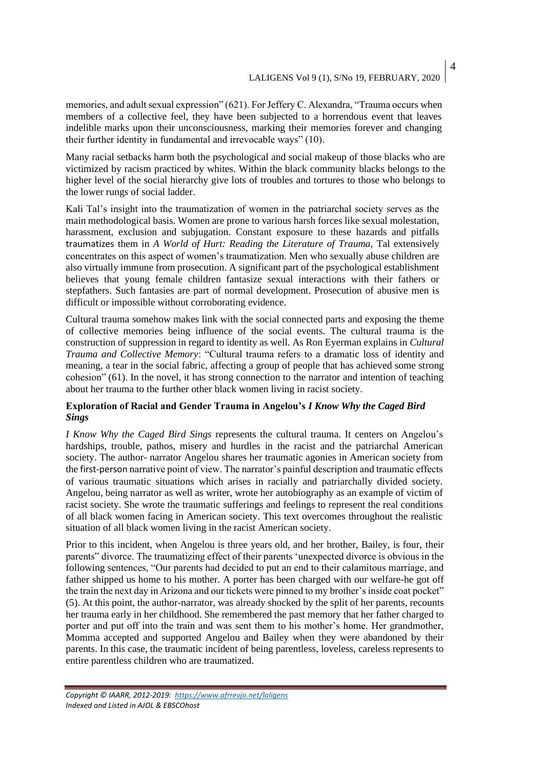memories, and adult sexual expression" (621). For Jeffery C. Alexandra, "Trauma occurs when members of a collective feel, they have been subjected to a horrendous event that leaves indelible marks upon their unconsciousness, marking their memories forever and changing their further identity in fundamental and irrevocable ways" (10).

Many racial setbacks harm both the psychological and social makeup of those blacks who are victimized by racism practiced by whites. Within the black community blacks belongs to the higher level of the social hierarchy give lots of troubles and tortures to those who belongs to the lower rungs of social ladder.

Kali Tal's insight into the traumatization of women in the patriarchal society serves as the main methodological basis. Women are prone to various harsh forces like sexual molestation, harassment, exclusion and subjugation. Constant exposure to these hazards and pitfalls traumatizes them in *A World of Hurt: Reading the Literature of Trauma*, Tal extensively concentrates on this aspect of women's traumatization. Men who sexually abuse children are also virtually immune from prosecution. A significant part of the psychological establishment believes that young female children fantasize sexual interactions with their fathers or stepfathers. Such fantasies are part of normal development. Prosecution of abusive men is difficult or impossible without corroborating evidence.

Cultural trauma somehow makes link with the social connected parts and exposing the theme of collective memories being influence of the social events. The cultural trauma is the construction of suppression in regard to identity as well. As Ron Eyerman explains in *Cultural Trauma and Collective Memory*: "Cultural trauma refers to a dramatic loss of identity and meaning, a tear in the social fabric, affecting a group of people that has achieved some strong cohesion" (61). In the novel, it has strong connection to the narrator and intention of teaching about her trauma to the further other black women living in racist society.

### Exploration of Racial and Gender Trauma in Angelou's *I Know Why the Caged Bird Sings*

*I Know Why the Caged Bird Sings* represents the cultural trauma. It centers on Angelou's hardships, trouble, pathos, misery and hurdles in the racist and the patriarchal American society. The author- narrator Angelou shares her traumatic agonies in American society from the first-person narrative point of view. The narrator's painful description and traumatic effects of various traumatic situations which arises in racially and patriarchally divided society. Angelou, being narrator as well as writer, wrote her autobiography as an example of victim of racist society. She wrote the traumatic sufferings and feelings to represent the real conditions of all black women facing in American society. This text overcomes throughout the realistic situation of all black women living in the racist American society.

Prior to this incident, when Angelou is three years old, and her brother, Bailey, is four, their parents" divorce. The traumatizing effect of their parents 'unexpected divorce is obvious in the following sentences, "Our parents had decided to put an end to their calamitous marriage, and father shipped us home to his mother. A porter has been charged with our welfare-he got off the train the next day in Arizona and our tickets were pinned to my brother's inside coat pocket" (5). At this point, the author-narrator, was already shocked by the split of her parents, recounts her trauma early in her childhood. She remembered the past memory that her father charged to porter and put off into the train and was sent them to his mother's home. Her grandmother, Momma accepted and supported Angelou and Bailey when they were abandoned by their parents. In this case, the traumatic incident of being parentless, loveless, careless represents to entire parentless children who are traumatized.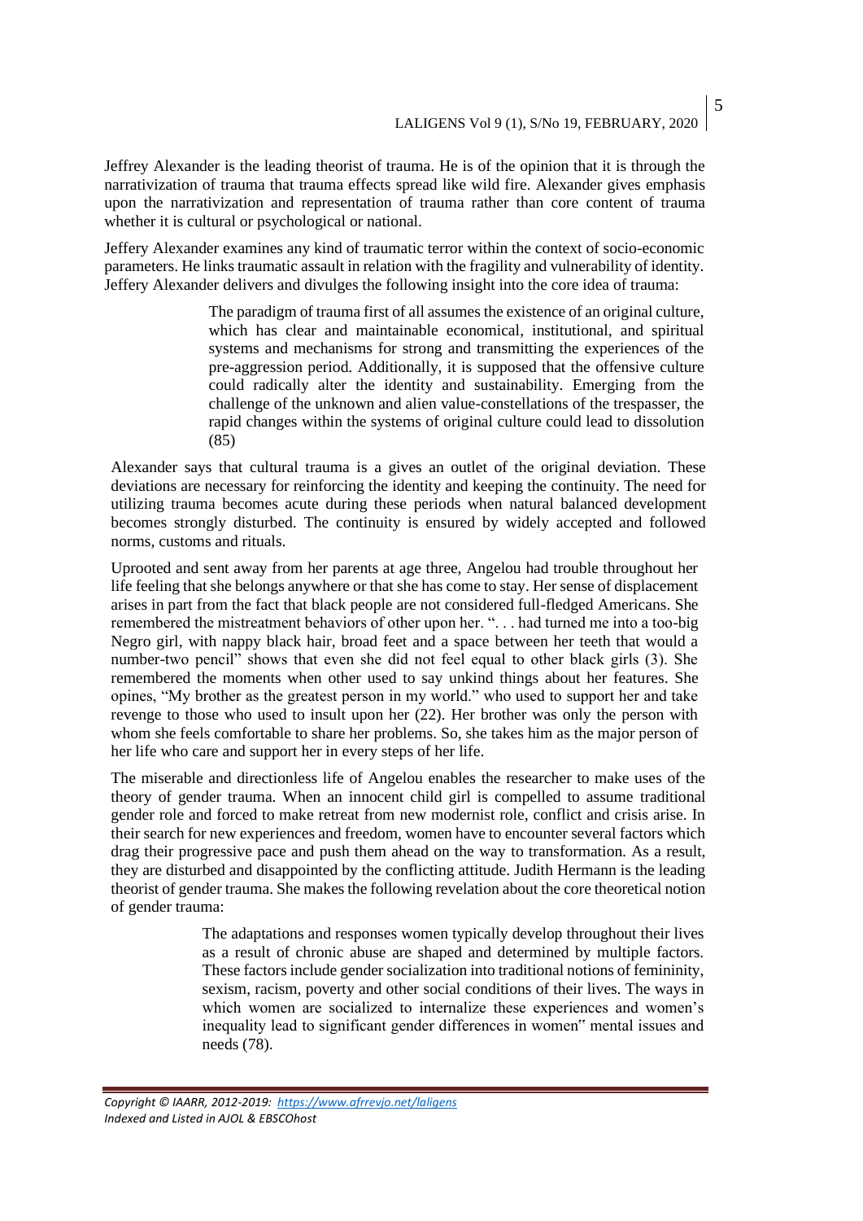Jeffrey Alexander is the leading theorist of trauma. He is of the opinion that it is through the narrativization of trauma that trauma effects spread like wild fire. Alexander gives emphasis upon the narrativization and representation of trauma rather than core content of trauma whether it is cultural or psychological or national.

Jeffery Alexander examines any kind of traumatic terror within the context of socio-economic parameters. He links traumatic assault in relation with the fragility and vulnerability of identity. Jeffery Alexander delivers and divulges the following insight into the core idea of trauma:

> The paradigm of trauma first of all assumes the existence of an original culture, which has clear and maintainable economical, institutional, and spiritual systems and mechanisms for strong and transmitting the experiences of the pre-aggression period. Additionally, it is supposed that the offensive culture could radically alter the identity and sustainability. Emerging from the challenge of the unknown and alien value-constellations of the trespasser, the rapid changes within the systems of original culture could lead to dissolution (85)

Alexander says that cultural trauma is a gives an outlet of the original deviation. These deviations are necessary for reinforcing the identity and keeping the continuity. The need for utilizing trauma becomes acute during these periods when natural balanced development becomes strongly disturbed. The continuity is ensured by widely accepted and followed norms, customs and rituals.

Uprooted and sent away from her parents at age three, Angelou had trouble throughout her life feeling that she belongs anywhere or that she has come to stay. Her sense of displacement arises in part from the fact that black people are not considered full-fledged Americans. She remembered the mistreatment behaviors of other upon her. ". . . had turned me into a too-big Negro girl, with nappy black hair, broad feet and a space between her teeth that would a number-two pencil" shows that even she did not feel equal to other black girls (3). She remembered the moments when other used to say unkind things about her features. She opines, "My brother as the greatest person in my world." who used to support her and take revenge to those who used to insult upon her (22). Her brother was only the person with whom she feels comfortable to share her problems. So, she takes him as the major person of her life who care and support her in every steps of her life.

The miserable and directionless life of Angelou enables the researcher to make uses of the theory of gender trauma. When an innocent child girl is compelled to assume traditional gender role and forced to make retreat from new modernist role, conflict and crisis arise. In their search for new experiences and freedom, women have to encounter several factors which drag their progressive pace and push them ahead on the way to transformation. As a result, they are disturbed and disappointed by the conflicting attitude. Judith Hermann is the leading theorist of gender trauma. She makes the following revelation about the core theoretical notion of gender trauma:

> The adaptations and responses women typically develop throughout their lives as a result of chronic abuse are shaped and determined by multiple factors. These factors include gender socialization into traditional notions of femininity, sexism, racism, poverty and other social conditions of their lives. The ways in which women are socialized to internalize these experiences and women's inequality lead to significant gender differences in women" mental issues and needs (78).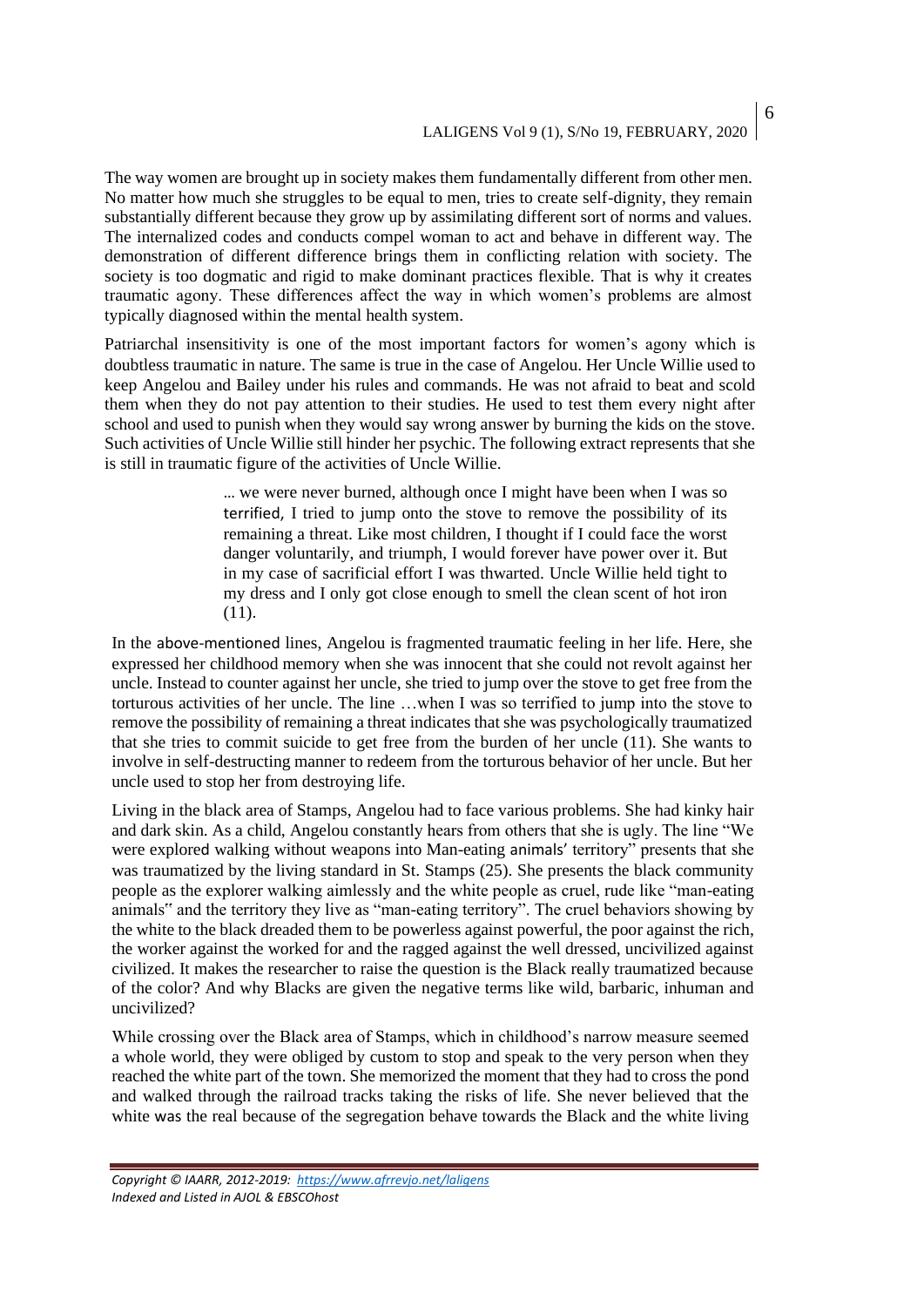The way women are brought up in society makes them fundamentally different from other men. No matter how much she struggles to be equal to men, tries to create self-dignity, they remain substantially different because they grow up by assimilating different sort of norms and values. The internalized codes and conducts compel woman to act and behave in different way. The demonstration of different difference brings them in conflicting relation with society. The society is too dogmatic and rigid to make dominant practices flexible. That is why it creates traumatic agony. These differences affect the way in which women's problems are almost typically diagnosed within the mental health system.

Patriarchal insensitivity is one of the most important factors for women's agony which is doubtless traumatic in nature. The same is true in the case of Angelou. Her Uncle Willie used to keep Angelou and Bailey under his rules and commands. He was not afraid to beat and scold them when they do not pay attention to their studies. He used to test them every night after school and used to punish when they would say wrong answer by burning the kids on the stove. Such activities of Uncle Willie still hinder her psychic. The following extract represents that she is still in traumatic figure of the activities of Uncle Willie.

> … we were never burned, although once I might have been when I was so terrified, I tried to jump onto the stove to remove the possibility of its remaining a threat. Like most children, I thought if I could face the worst danger voluntarily, and triumph, I would forever have power over it. But in my case of sacrificial effort I was thwarted. Uncle Willie held tight to my dress and I only got close enough to smell the clean scent of hot iron (11).

In the above-mentioned lines, Angelou is fragmented traumatic feeling in her life. Here, she expressed her childhood memory when she was innocent that she could not revolt against her uncle. Instead to counter against her uncle, she tried to jump over the stove to get free from the torturous activities of her uncle. The line …when I was so terrified to jump into the stove to remove the possibility of remaining a threat indicates that she was psychologically traumatized that she tries to commit suicide to get free from the burden of her uncle (11). She wants to involve in self-destructing manner to redeem from the torturous behavior of her uncle. But her uncle used to stop her from destroying life.

Living in the black area of Stamps, Angelou had to face various problems. She had kinky hair and dark skin. As a child, Angelou constantly hears from others that she is ugly. The line "We were explored walking without weapons into Man-eating animals' territory" presents that she was traumatized by the living standard in St. Stamps (25). She presents the black community people as the explorer walking aimlessly and the white people as cruel, rude like "man-eating animals" and the territory they live as "man-eating territory". The cruel behaviors showing by the white to the black dreaded them to be powerless against powerful, the poor against the rich, the worker against the worked for and the ragged against the well dressed, uncivilized against civilized. It makes the researcher to raise the question is the Black really traumatized because of the color? And why Blacks are given the negative terms like wild, barbaric, inhuman and uncivilized?

While crossing over the Black area of Stamps, which in childhood's narrow measure seemed a whole world, they were obliged by custom to stop and speak to the very person when they reached the white part of the town. She memorized the moment that they had to cross the pond and walked through the railroad tracks taking the risks of life. She never believed that the white was the real because of the segregation behave towards the Black and the white living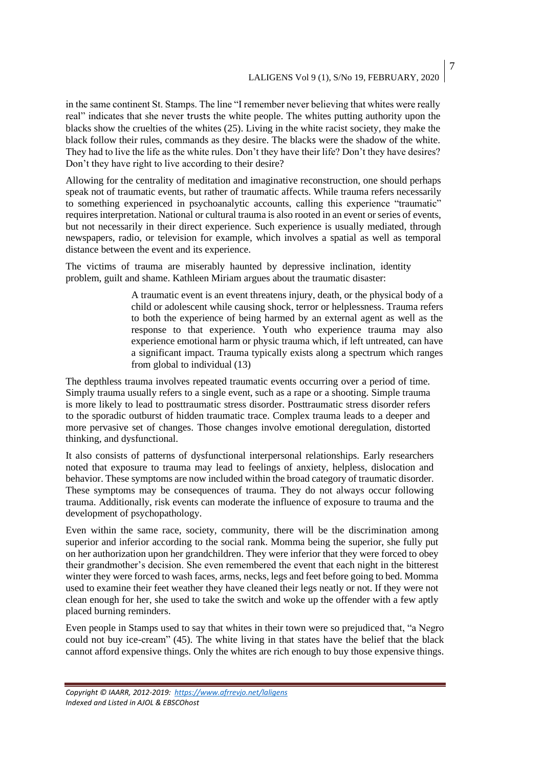in the same continent St. Stamps. The line "I remember never believing that whites were really real" indicates that she never trusts the white people. The whites putting authority upon the blacks show the cruelties of the whites (25). Living in the white racist society, they make the black follow their rules, commands as they desire. The blacks were the shadow of the white. They had to live the life as the white rules. Don't they have their life? Don't they have desires? Don't they have right to live according to their desire?

Allowing for the centrality of meditation and imaginative reconstruction, one should perhaps speak not of traumatic events, but rather of traumatic affects. While trauma refers necessarily to something experienced in psychoanalytic accounts, calling this experience "traumatic" requires interpretation. National or cultural trauma is also rooted in an event or series of events, but not necessarily in their direct experience. Such experience is usually mediated, through newspapers, radio, or television for example, which involves a spatial as well as temporal distance between the event and its experience.

The victims of trauma are miserably haunted by depressive inclination, identity problem, guilt and shame. Kathleen Miriam argues about the traumatic disaster:

> A traumatic event is an event threatens injury, death, or the physical body of a child or adolescent while causing shock, terror or helplessness. Trauma refers to both the experience of being harmed by an external agent as well as the response to that experience. Youth who experience trauma may also experience emotional harm or physic trauma which, if left untreated, can have a significant impact. Trauma typically exists along a spectrum which ranges from global to individual (13)

The depthless trauma involves repeated traumatic events occurring over a period of time. Simply trauma usually refers to a single event, such as a rape or a shooting. Simple trauma is more likely to lead to posttraumatic stress disorder. Posttraumatic stress disorder refers to the sporadic outburst of hidden traumatic trace. Complex trauma leads to a deeper and more pervasive set of changes. Those changes involve emotional deregulation, distorted thinking, and dysfunctional.

It also consists of patterns of dysfunctional interpersonal relationships. Early researchers noted that exposure to trauma may lead to feelings of anxiety, helpless, dislocation and behavior. These symptoms are now included within the broad category of traumatic disorder. These symptoms may be consequences of trauma. They do not always occur following trauma. Additionally, risk events can moderate the influence of exposure to trauma and the development of psychopathology.

Even within the same race, society, community, there will be the discrimination among superior and inferior according to the social rank. Momma being the superior, she fully put on her authorization upon her grandchildren. They were inferior that they were forced to obey their grandmother's decision. She even remembered the event that each night in the bitterest winter they were forced to wash faces, arms, necks, legs and feet before going to bed. Momma used to examine their feet weather they have cleaned their legs neatly or not. If they were not clean enough for her, she used to take the switch and woke up the offender with a few aptly placed burning reminders.

Even people in Stamps used to say that whites in their town were so prejudiced that, "a Negro could not buy ice-cream" (45). The white living in that states have the belief that the black cannot afford expensive things. Only the whites are rich enough to buy those expensive things.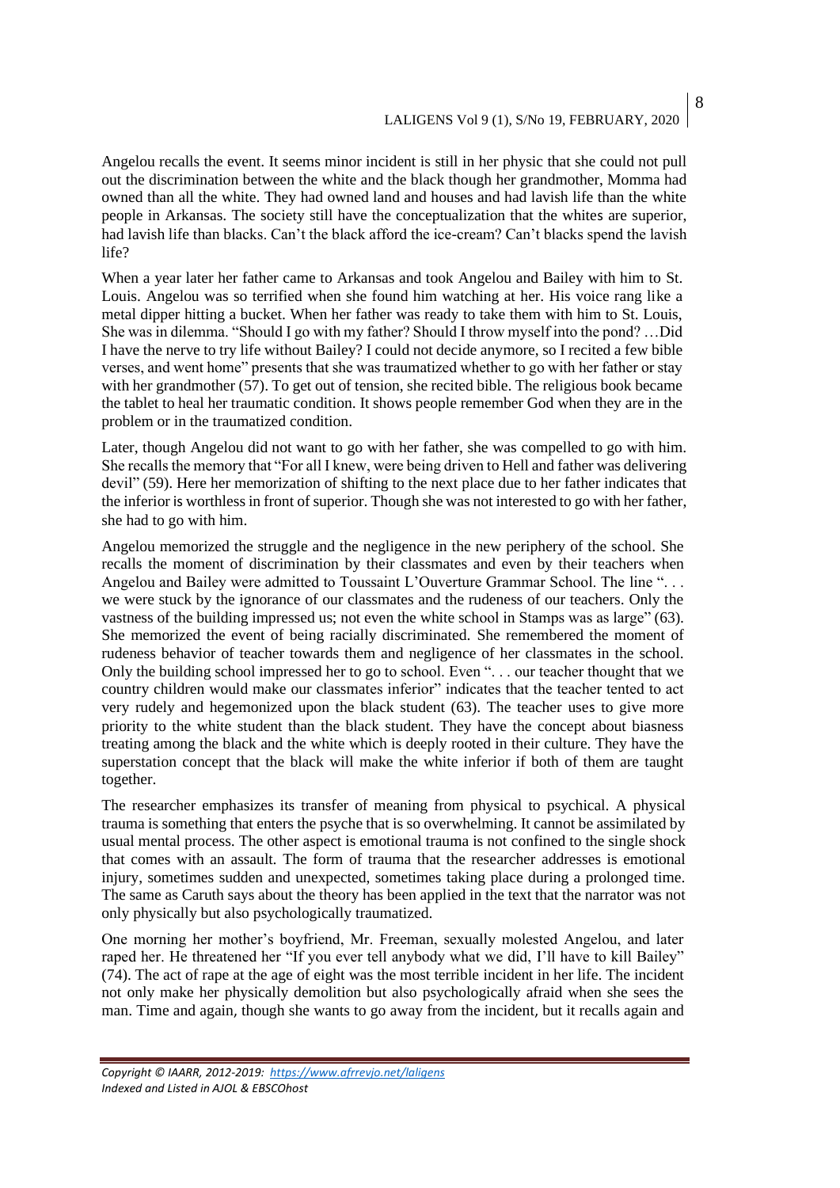Angelou recalls the event. It seems minor incident is still in her physic that she could not pull out the discrimination between the white and the black though her grandmother, Momma had owned than all the white. They had owned land and houses and had lavish life than the white people in Arkansas. The society still have the conceptualization that the whites are superior, had lavish life than blacks. Can't the black afford the ice-cream? Can't blacks spend the lavish life?

When a year later her father came to Arkansas and took Angelou and Bailey with him to St. Louis. Angelou was so terrified when she found him watching at her. His voice rang like a metal dipper hitting a bucket. When her father was ready to take them with him to St. Louis, She was in dilemma. "Should I go with my father? Should I throw myself into the pond? …Did I have the nerve to try life without Bailey? I could not decide anymore, so I recited a few bible verses, and went home" presents that she was traumatized whether to go with her father or stay with her grandmother (57). To get out of tension, she recited bible. The religious book became the tablet to heal her traumatic condition. It shows people remember God when they are in the problem or in the traumatized condition.

Later, though Angelou did not want to go with her father, she was compelled to go with him. She recalls the memory that "For all I knew, were being driven to Hell and father was delivering devil" (59). Here her memorization of shifting to the next place due to her father indicates that the inferior is worthless in front of superior. Though she was not interested to go with her father, she had to go with him.

Angelou memorized the struggle and the negligence in the new periphery of the school. She recalls the moment of discrimination by their classmates and even by their teachers when Angelou and Bailey were admitted to Toussaint L'Ouverture Grammar School. The line ". . . we were stuck by the ignorance of our classmates and the rudeness of our teachers. Only the vastness of the building impressed us; not even the white school in Stamps was as large" (63). She memorized the event of being racially discriminated. She remembered the moment of rudeness behavior of teacher towards them and negligence of her classmates in the school. Only the building school impressed her to go to school. Even ". . . our teacher thought that we country children would make our classmates inferior" indicates that the teacher tented to act very rudely and hegemonized upon the black student (63). The teacher uses to give more priority to the white student than the black student. They have the concept about biasness treating among the black and the white which is deeply rooted in their culture. They have the superstation concept that the black will make the white inferior if both of them are taught together.

The researcher emphasizes its transfer of meaning from physical to psychical. A physical trauma is something that enters the psyche that is so overwhelming. It cannot be assimilated by usual mental process. The other aspect is emotional trauma is not confined to the single shock that comes with an assault. The form of trauma that the researcher addresses is emotional injury, sometimes sudden and unexpected, sometimes taking place during a prolonged time. The same as Caruth says about the theory has been applied in the text that the narrator was not only physically but also psychologically traumatized.

One morning her mother's boyfriend, Mr. Freeman, sexually molested Angelou, and later raped her. He threatened her "If you ever tell anybody what we did, I'll have to kill Bailey" (74). The act of rape at the age of eight was the most terrible incident in her life. The incident not only make her physically demolition but also psychologically afraid when she sees the man. Time and again, though she wants to go away from the incident, but it recalls again and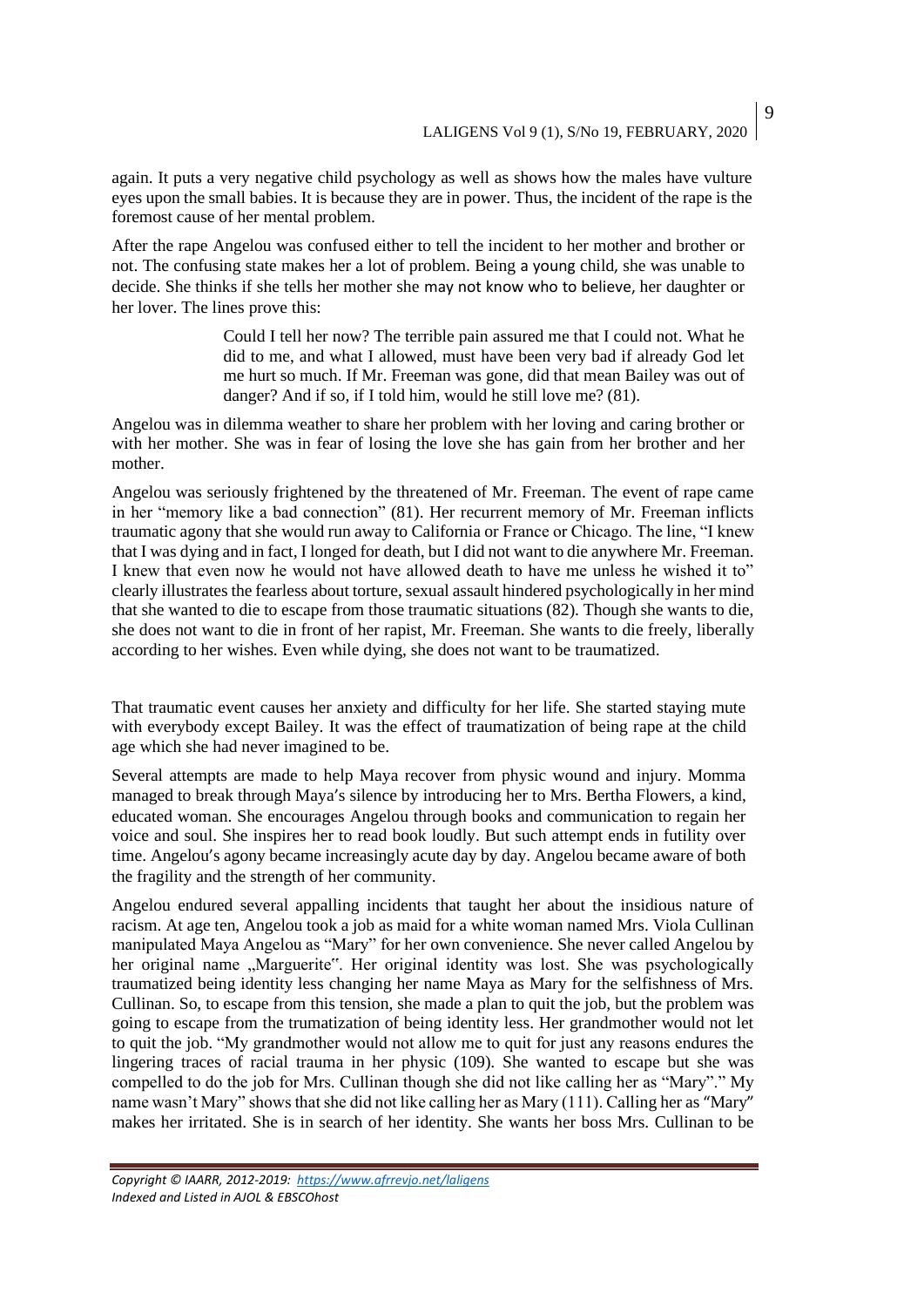again. It puts a very negative child psychology as well as shows how the males have vulture eyes upon the small babies. It is because they are in power. Thus, the incident of the rape is the foremost cause of her mental problem.

After the rape Angelou was confused either to tell the incident to her mother and brother or not. The confusing state makes her a lot of problem. Being a young child, she was unable to decide. She thinks if she tells her mother she may not know who to believe, her daughter or her lover. The lines prove this:

> Could I tell her now? The terrible pain assured me that I could not. What he did to me, and what I allowed, must have been very bad if already God let me hurt so much. If Mr. Freeman was gone, did that mean Bailey was out of danger? And if so, if I told him, would he still love me? (81).

Angelou was in dilemma weather to share her problem with her loving and caring brother or with her mother. She was in fear of losing the love she has gain from her brother and her mother.

Angelou was seriously frightened by the threatened of Mr. Freeman. The event of rape came in her "memory like a bad connection" (81). Her recurrent memory of Mr. Freeman inflicts traumatic agony that she would run away to California or France or Chicago. The line, "I knew that I was dying and in fact, I longed for death, but I did not want to die anywhere Mr. Freeman. I knew that even now he would not have allowed death to have me unless he wished it to" clearly illustrates the fearless about torture, sexual assault hindered psychologically in her mind that she wanted to die to escape from those traumatic situations (82). Though she wants to die, she does not want to die in front of her rapist, Mr. Freeman. She wants to die freely, liberally according to her wishes. Even while dying, she does not want to be traumatized.

That traumatic event causes her anxiety and difficulty for her life. She started staying mute with everybody except Bailey. It was the effect of traumatization of being rape at the child age which she had never imagined to be.

Several attempts are made to help Maya recover from physic wound and injury. Momma managed to break through Maya's silence by introducing her to Mrs. Bertha Flowers, a kind, educated woman. She encourages Angelou through books and communication to regain her voice and soul. She inspires her to read book loudly. But such attempt ends in futility over time. Angelou's agony became increasingly acute day by day. Angelou became aware of both the fragility and the strength of her community.

Angelou endured several appalling incidents that taught her about the insidious nature of racism. At age ten, Angelou took a job as maid for a white woman named Mrs. Viola Cullinan manipulated Maya Angelou as "Mary" for her own convenience. She never called Angelou by her original name „Marguerite". Her original identity was lost. She was psychologically traumatized being identity less changing her name Maya as Mary for the selfishness of Mrs. Cullinan. So, to escape from this tension, she made a plan to quit the job, but the problem was going to escape from the trumatization of being identity less. Her grandmother would not let to quit the job. "My grandmother would not allow me to quit for just any reasons endures the lingering traces of racial trauma in her physic (109). She wanted to escape but she was compelled to do the job for Mrs. Cullinan though she did not like calling her as "Mary"." My name wasn't Mary" shows that she did not like calling her as Mary (111). Calling her as "Mary" makes her irritated. She is in search of her identity. She wants her boss Mrs. Cullinan to be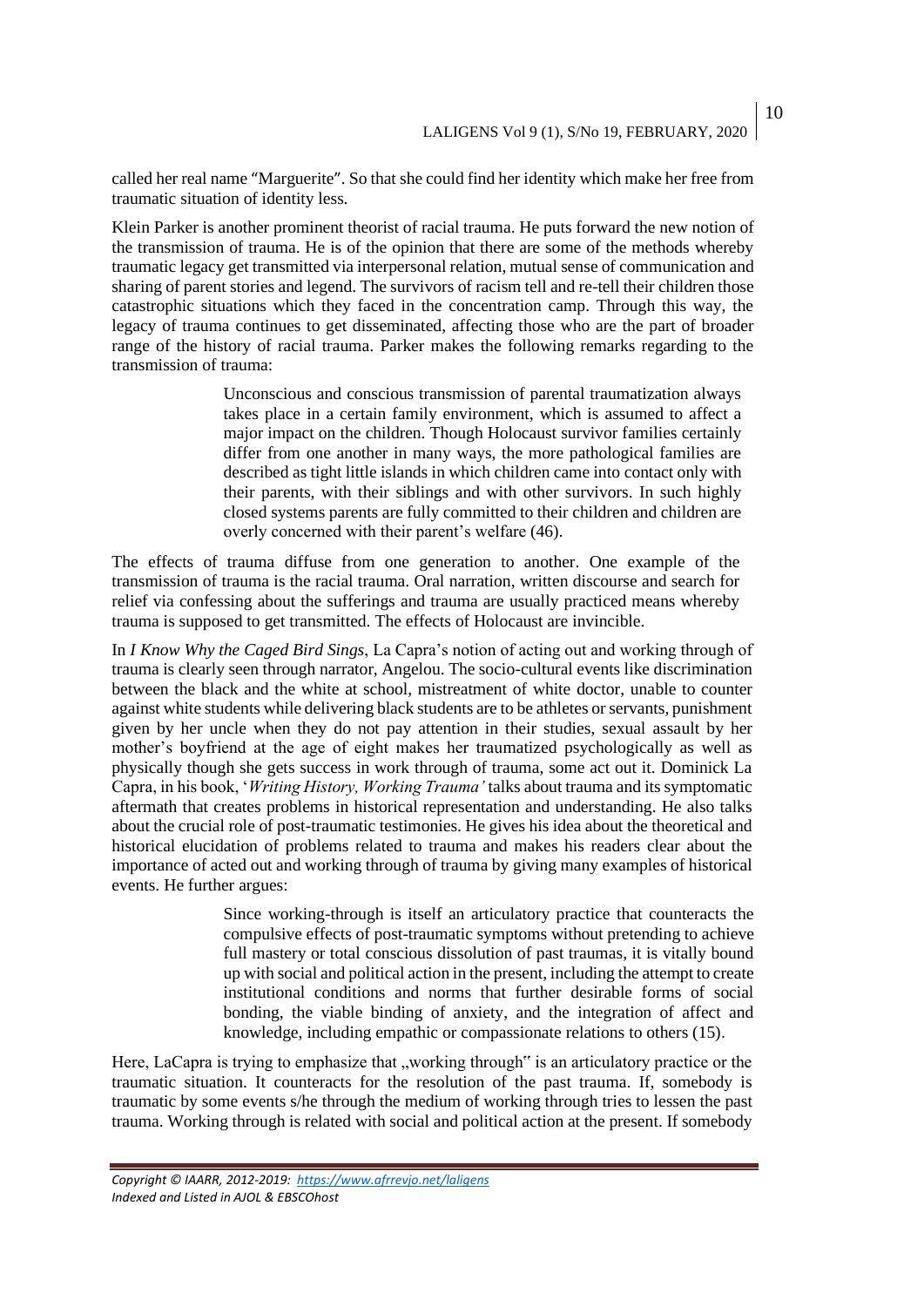called her real name "Marguerite". So that she could find her identity which make her free from traumatic situation of identity less.

Klein Parker is another prominent theorist of racial trauma. He puts forward the new notion of the transmission of trauma. He is of the opinion that there are some of the methods whereby traumatic legacy get transmitted via interpersonal relation, mutual sense of communication and sharing of parent stories and legend. The survivors of racism tell and re-tell their children those catastrophic situations which they faced in the concentration camp. Through this way, the legacy of trauma continues to get disseminated, affecting those who are the part of broader range of the history of racial trauma. Parker makes the following remarks regarding to the transmission of trauma:

> Unconscious and conscious transmission of parental traumatization always takes place in a certain family environment, which is assumed to affect a major impact on the children. Though Holocaust survivor families certainly differ from one another in many ways, the more pathological families are described as tight little islands in which children came into contact only with their parents, with their siblings and with other survivors. In such highly closed systems parents are fully committed to their children and children are overly concerned with their parent's welfare (46).

The effects of trauma diffuse from one generation to another. One example of the transmission of trauma is the racial trauma. Oral narration, written discourse and search for relief via confessing about the sufferings and trauma are usually practiced means whereby trauma is supposed to get transmitted. The effects of Holocaust are invincible.

In *I Know Why the Caged Bird Sings*, La Capra's notion of acting out and working through of trauma is clearly seen through narrator, Angelou. The socio-cultural events like discrimination between the black and the white at school, mistreatment of white doctor, unable to counter against white students while delivering black students are to be athletes or servants, punishment given by her uncle when they do not pay attention in their studies, sexual assault by her mother's boyfriend at the age of eight makes her traumatized psychologically as well as physically though she gets success in work through of trauma, some act out it. Dominick La Capra, in his book, '*Writing History, Working Trauma'* talks about trauma and its symptomatic aftermath that creates problems in historical representation and understanding. He also talks about the crucial role of post-traumatic testimonies. He gives his idea about the theoretical and historical elucidation of problems related to trauma and makes his readers clear about the importance of acted out and working through of trauma by giving many examples of historical events. He further argues:

> Since working-through is itself an articulatory practice that counteracts the compulsive effects of post-traumatic symptoms without pretending to achieve full mastery or total conscious dissolution of past traumas, it is vitally bound up with social and political action in the present, including the attempt to create institutional conditions and norms that further desirable forms of social bonding, the viable binding of anxiety, and the integration of affect and knowledge, including empathic or compassionate relations to others (15).

Here, LaCapra is trying to emphasize that „working through" is an articulatory practice or the traumatic situation. It counteracts for the resolution of the past trauma. If, somebody is traumatic by some events s/he through the medium of working through tries to lessen the past trauma. Working through is related with social and political action at the present. If somebody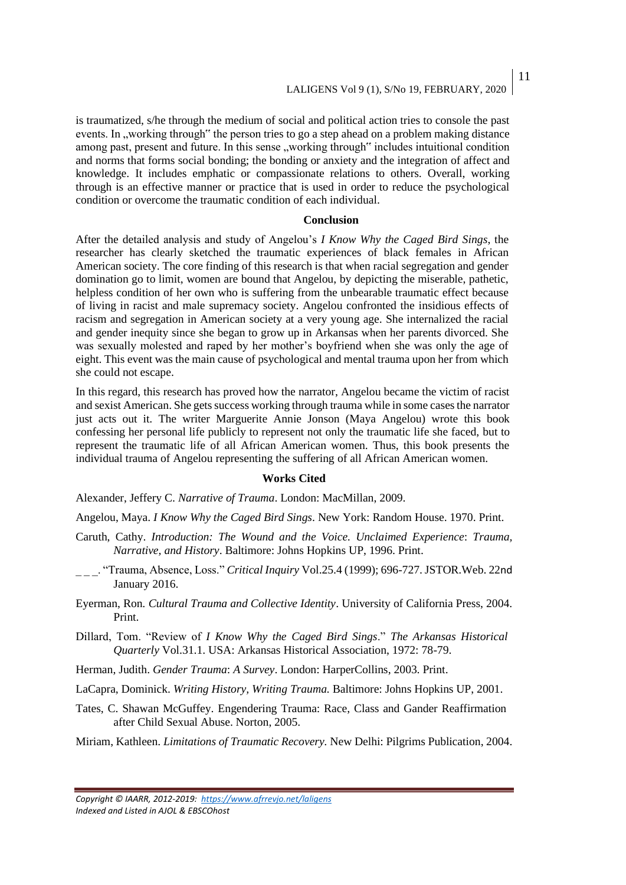is traumatized, s/he through the medium of social and political action tries to console the past events. In „working through" the person tries to go a step ahead on a problem making distance among past, present and future. In this sense „working through" includes intuitional condition and norms that forms social bonding; the bonding or anxiety and the integration of affect and knowledge. It includes emphatic or compassionate relations to others. Overall, working through is an effective manner or practice that is used in order to reduce the psychological condition or overcome the traumatic condition of each individual.

## Conclusion

After the detailed analysis and study of Angelou's *I Know Why the Caged Bird Sings*, the researcher has clearly sketched the traumatic experiences of black females in African American society. The core finding of this research is that when racial segregation and gender domination go to limit, women are bound that Angelou, by depicting the miserable, pathetic, helpless condition of her own who is suffering from the unbearable traumatic effect because of living in racist and male supremacy society. Angelou confronted the insidious effects of racism and segregation in American society at a very young age. She internalized the racial and gender inequity since she began to grow up in Arkansas when her parents divorced. She was sexually molested and raped by her mother's boyfriend when she was only the age of eight. This event was the main cause of psychological and mental trauma upon her from which she could not escape.

In this regard, this research has proved how the narrator, Angelou became the victim of racist and sexist American. She gets success working through trauma while in some cases the narrator just acts out it. The writer Marguerite Annie Jonson (Maya Angelou) wrote this book confessing her personal life publicly to represent not only the traumatic life she faced, but to represent the traumatic life of all African American women. Thus, this book presents the individual trauma of Angelou representing the suffering of all African American women.

## Works Cited

Alexander, Jeffery C. *Narrative of Trauma*. London: MacMillan, 2009.

Angelou, Maya. *I Know Why the Caged Bird Sings*. New York: Random House. 1970. Print.

Caruth, Cathy. *Introduction: The Wound and the Voice. Unclaimed Experience*: *Trauma, Narrative, and History*. Baltimore: Johns Hopkins UP, 1996. Print.

_ _ _. "Trauma, Absence, Loss." *Critical Inquiry* Vol.25.4 (1999); 696-727. JSTOR.Web. 22nd January 2016.

Eyerman, Ron. *Cultural Trauma and Collective Identity*. University of California Press, 2004. Print.

Dillard, Tom. "Review of *I Know Why the Caged Bird Sings*." *The Arkansas Historical Quarterly* Vol.31.1. USA: Arkansas Historical Association, 1972: 78-79.

Herman, Judith. *Gender Trauma*: *A Survey*. London: HarperCollins, 2003. Print.

LaCapra, Dominick. *Writing History, Writing Trauma.* Baltimore: Johns Hopkins UP, 2001.

Tates, C. Shawan McGuffey. Engendering Trauma: Race, Class and Gander Reaffirmation after Child Sexual Abuse. Norton, 2005.

Miriam, Kathleen. *Limitations of Traumatic Recovery.* New Delhi: Pilgrims Publication, 2004.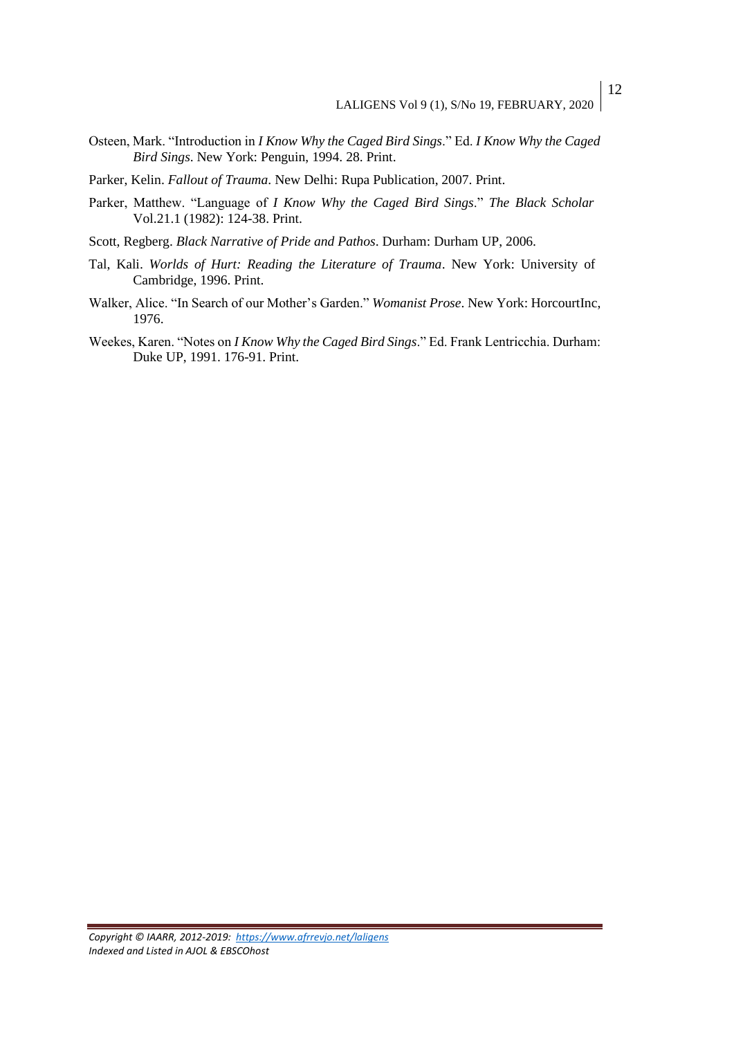Osteen, Mark. "Introduction in *I Know Why the Caged Bird Sings*." Ed. *I Know Why the Caged Bird Sings*. New York: Penguin, 1994. 28. Print.

Parker, Kelin. *Fallout of Trauma*. New Delhi: Rupa Publication, 2007. Print.

Parker, Matthew. "Language of *I Know Why the Caged Bird Sings*." *The Black Scholar* Vol.21.1 (1982): 124-38. Print.

Scott, Regberg. *Black Narrative of Pride and Pathos*. Durham: Durham UP, 2006.

Tal, Kali. *Worlds of Hurt: Reading the Literature of Trauma*. New York: University of Cambridge, 1996. Print.

Walker, Alice. "In Search of our Mother's Garden." *Womanist Prose*. New York: HorcourtInc, 1976.

Weekes, Karen. "Notes on *I Know Why the Caged Bird Sings*." Ed. Frank Lentricchia. Durham: Duke UP, 1991. 176-91. Print.